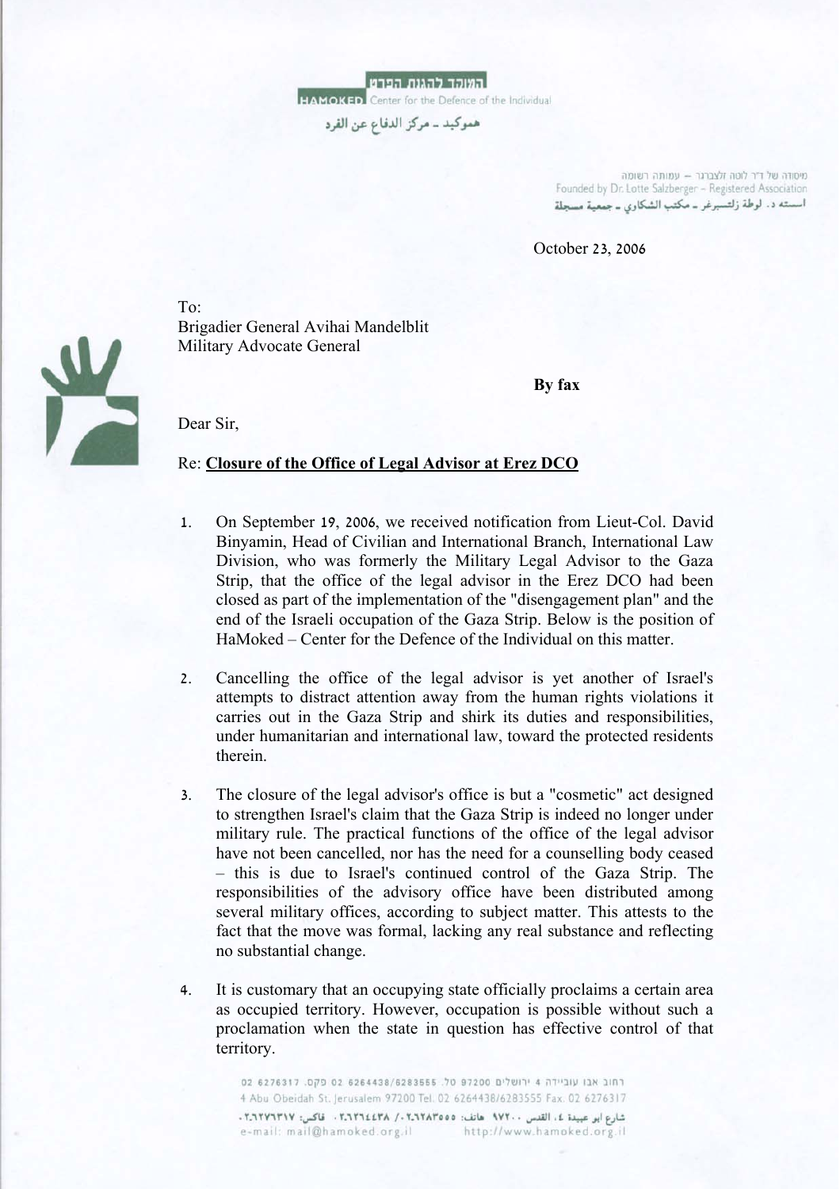המוקד להגנת הפרט
HAMOKED Center for the Defence of the Individual
هموكيد ـ مركز الدفاع عن الفرد

מיסודה של ד"ר לוטה זלצברגר – עמותה רשומה
Founded by Dr. Lotte Salzberger – Registered Association
اسسته د. لوطة زلتسبرغر ـ مكتب الشكاوي ـ جمعية مسجلة

October 23, 2006

To:
Brigadier General Avihai Mandelblit
Military Advocate General

**By fax**

Dear Sir,

Re: **Closure of the Office of Legal Advisor at Erez DCO**

1. On September 19, 2006, we received notification from Lieut-Col. David Binyamin, Head of Civilian and International Branch, International Law Division, who was formerly the Military Legal Advisor to the Gaza Strip, that the office of the legal advisor in the Erez DCO had been closed as part of the implementation of the "disengagement plan" and the end of the Israeli occupation of the Gaza Strip. Below is the position of HaMoked – Center for the Defence of the Individual on this matter.

2. Cancelling the office of the legal advisor is yet another of Israel's attempts to distract attention away from the human rights violations it carries out in the Gaza Strip and shirk its duties and responsibilities, under humanitarian and international law, toward the protected residents therein.

3. The closure of the legal advisor's office is but a "cosmetic" act designed to strengthen Israel's claim that the Gaza Strip is indeed no longer under military rule. The practical functions of the office of the legal advisor have not been cancelled, nor has the need for a counselling body ceased – this is due to Israel's continued control of the Gaza Strip. The responsibilities of the advisory office have been distributed among several military offices, according to subject matter. This attests to the fact that the move was formal, lacking any real substance and reflecting no substantial change.

4. It is customary that an occupying state officially proclaims a certain area as occupied territory. However, occupation is possible without such a proclamation when the state in question has effective control of that territory.

רחוב אבו עובידה 4 ירושלים 97200 טל. 02 6264438/6283555 פקס. 02 6276317
4 Abu Obeidah St. Jerusalem 97200 Tel. 02 6264438/6283555 Fax: 02 6276317
شارع ابو عبيدة ٤، القدس ٩٧٢٠٠ هاتف: ٠٢٦٢٨٣٥٥٥/٠٢٦٢٦٤٤٣٨ فاكس: ٠٢٦٢٧٦٣١٧
e-mail: mail@hamoked.org.il http://www.hamoked.org.il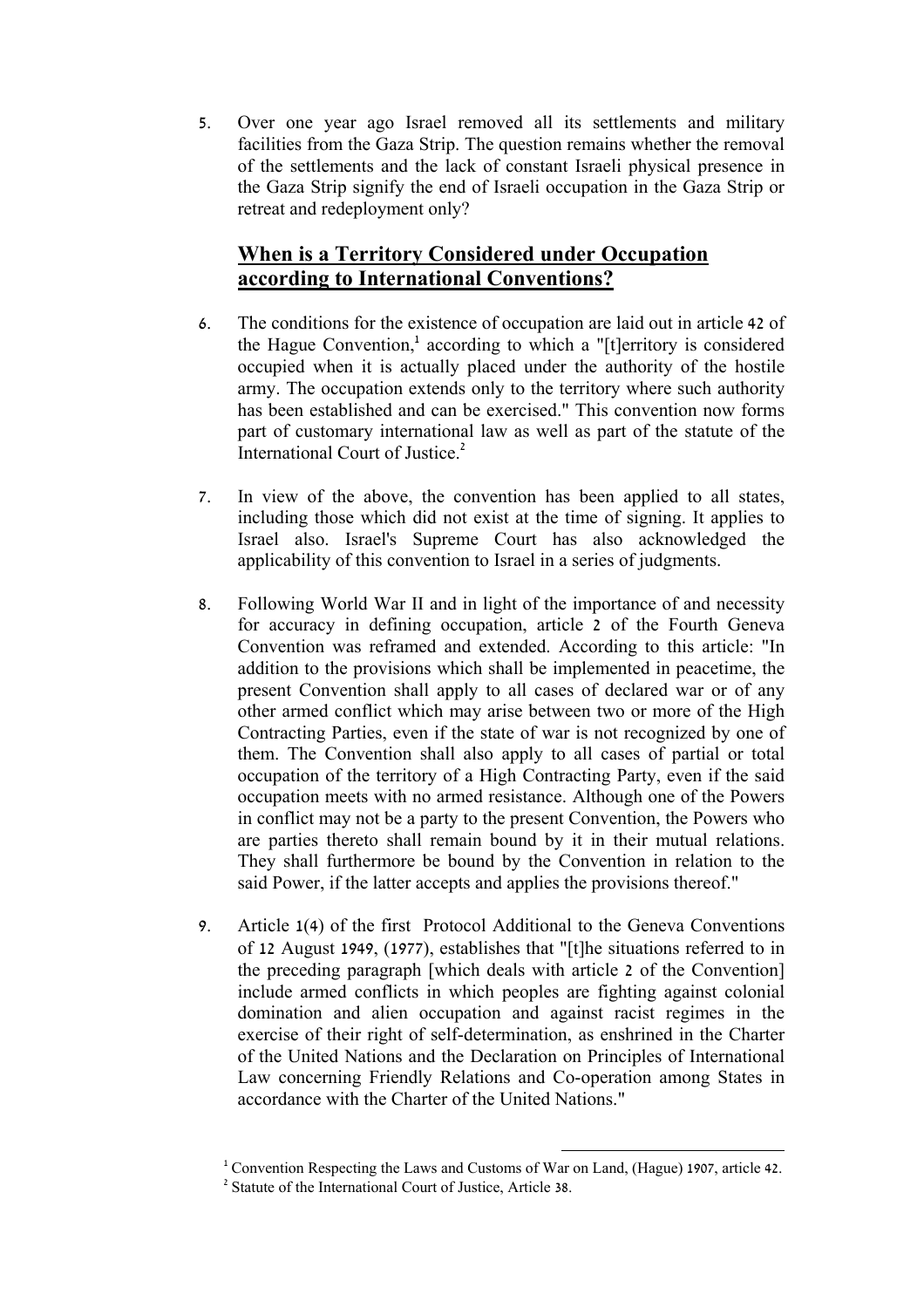5. Over one year ago Israel removed all its settlements and military facilities from the Gaza Strip. The question remains whether the removal of the settlements and the lack of constant Israeli physical presence in the Gaza Strip signify the end of Israeli occupation in the Gaza Strip or retreat and redeployment only?

## When is a Territory Considered under Occupation according to International Conventions?

6. The conditions for the existence of occupation are laid out in article 42 of the Hague Convention,[1] according to which a "[t]erritory is considered occupied when it is actually placed under the authority of the hostile army. The occupation extends only to the territory where such authority has been established and can be exercised." This convention now forms part of customary international law as well as part of the statute of the International Court of Justice.[2]

7. In view of the above, the convention has been applied to all states, including those which did not exist at the time of signing. It applies to Israel also. Israel's Supreme Court has also acknowledged the applicability of this convention to Israel in a series of judgments.

8. Following World War II and in light of the importance of and necessity for accuracy in defining occupation, article 2 of the Fourth Geneva Convention was reframed and extended. According to this article: "In addition to the provisions which shall be implemented in peacetime, the present Convention shall apply to all cases of declared war or of any other armed conflict which may arise between two or more of the High Contracting Parties, even if the state of war is not recognized by one of them. The Convention shall also apply to all cases of partial or total occupation of the territory of a High Contracting Party, even if the said occupation meets with no armed resistance. Although one of the Powers in conflict may not be a party to the present Convention, the Powers who are parties thereto shall remain bound by it in their mutual relations. They shall furthermore be bound by the Convention in relation to the said Power, if the latter accepts and applies the provisions thereof."

9. Article 1(4) of the first Protocol Additional to the Geneva Conventions of 12 August 1949, (1977), establishes that "[t]he situations referred to in the preceding paragraph [which deals with article 2 of the Convention] include armed conflicts in which peoples are fighting against colonial domination and alien occupation and against racist regimes in the exercise of their right of self-determination, as enshrined in the Charter of the United Nations and the Declaration on Principles of International Law concerning Friendly Relations and Co-operation among States in accordance with the Charter of the United Nations."

---

[1] Convention Respecting the Laws and Customs of War on Land, (Hague) 1907, article 42.

[2] Statute of the International Court of Justice, Article 38.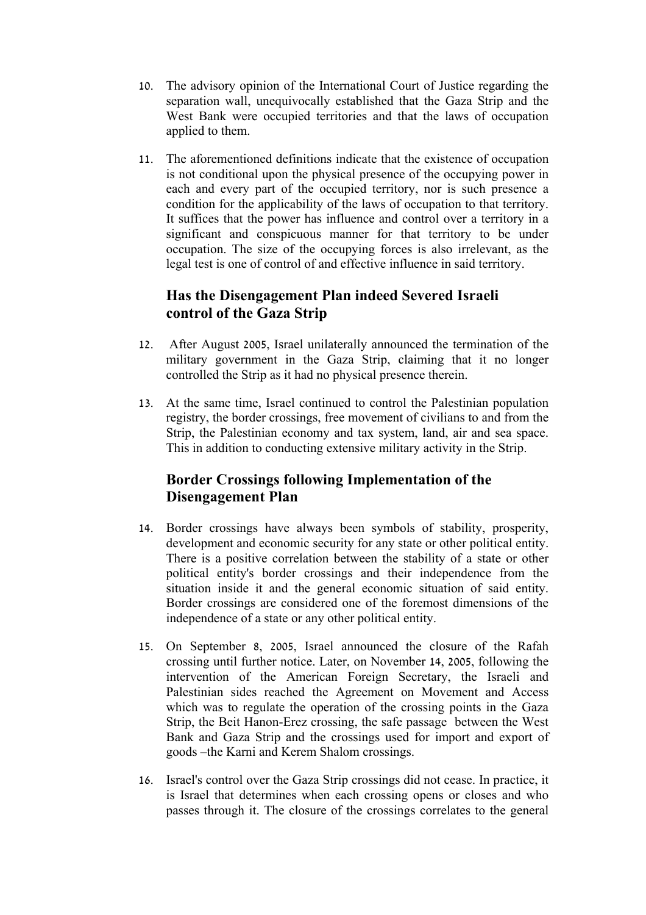10. The advisory opinion of the International Court of Justice regarding the separation wall, unequivocally established that the Gaza Strip and the West Bank were occupied territories and that the laws of occupation applied to them.

11. The aforementioned definitions indicate that the existence of occupation is not conditional upon the physical presence of the occupying power in each and every part of the occupied territory, nor is such presence a condition for the applicability of the laws of occupation to that territory. It suffices that the power has influence and control over a territory in a significant and conspicuous manner for that territory to be under occupation. The size of the occupying forces is also irrelevant, as the legal test is one of control of and effective influence in said territory.

## Has the Disengagement Plan indeed Severed Israeli control of the Gaza Strip

12. After August 2005, Israel unilaterally announced the termination of the military government in the Gaza Strip, claiming that it no longer controlled the Strip as it had no physical presence therein.

13. At the same time, Israel continued to control the Palestinian population registry, the border crossings, free movement of civilians to and from the Strip, the Palestinian economy and tax system, land, air and sea space. This in addition to conducting extensive military activity in the Strip.

## Border Crossings following Implementation of the Disengagement Plan

14. Border crossings have always been symbols of stability, prosperity, development and economic security for any state or other political entity. There is a positive correlation between the stability of a state or other political entity's border crossings and their independence from the situation inside it and the general economic situation of said entity. Border crossings are considered one of the foremost dimensions of the independence of a state or any other political entity.

15. On September 8, 2005, Israel announced the closure of the Rafah crossing until further notice. Later, on November 14, 2005, following the intervention of the American Foreign Secretary, the Israeli and Palestinian sides reached the Agreement on Movement and Access which was to regulate the operation of the crossing points in the Gaza Strip, the Beit Hanon-Erez crossing, the safe passage between the West Bank and Gaza Strip and the crossings used for import and export of goods –the Karni and Kerem Shalom crossings.

16. Israel's control over the Gaza Strip crossings did not cease. In practice, it is Israel that determines when each crossing opens or closes and who passes through it. The closure of the crossings correlates to the general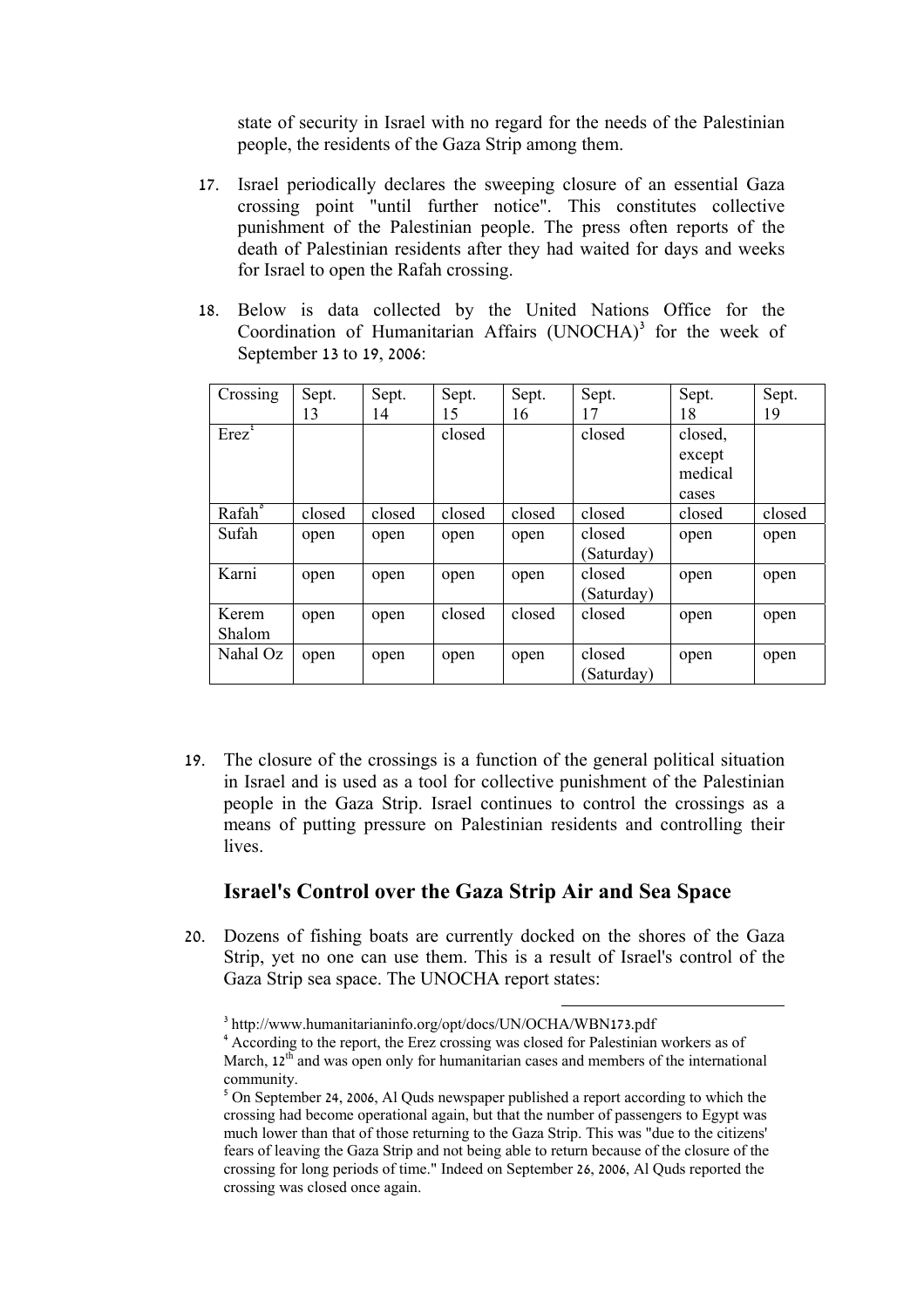state of security in Israel with no regard for the needs of the Palestinian people, the residents of the Gaza Strip among them.

17. Israel periodically declares the sweeping closure of an essential Gaza crossing point "until further notice". This constitutes collective punishment of the Palestinian people. The press often reports of the death of Palestinian residents after they had waited for days and weeks for Israel to open the Rafah crossing.

18. Below is data collected by the United Nations Office for the Coordination of Humanitarian Affairs (UNOCHA)[3] for the week of September 13 to 19, 2006:

| Crossing | Sept. 13 | Sept. 14 | Sept. 15 | Sept. 16 | Sept. 17 | Sept. 18 | Sept. 19 |
|---|---|---|---|---|---|---|---|
| Erez[4] | | | closed | | closed | closed, except medical cases | |
| Rafah[5] | closed | closed | closed | closed | closed | closed | closed |
| Sufah | open | open | open | open | closed (Saturday) | open | open |
| Karni | open | open | open | open | closed (Saturday) | open | open |
| Kerem Shalom | open | open | closed | closed | closed | open | open |
| Nahal Oz | open | open | open | open | closed (Saturday) | open | open |

19. The closure of the crossings is a function of the general political situation in Israel and is used as a tool for collective punishment of the Palestinian people in the Gaza Strip. Israel continues to control the crossings as a means of putting pressure on Palestinian residents and controlling their lives.

## Israel's Control over the Gaza Strip Air and Sea Space

20. Dozens of fishing boats are currently docked on the shores of the Gaza Strip, yet no one can use them. This is a result of Israel's control of the Gaza Strip sea space. The UNOCHA report states:

---

[3] http://www.humanitarianinfo.org/opt/docs/UN/OCHA/WBN173.pdf

[4] According to the report, the Erez crossing was closed for Palestinian workers as of March, 12th and was open only for humanitarian cases and members of the international community.

[5] On September 24, 2006, Al Quds newspaper published a report according to which the crossing had become operational again, but that the number of passengers to Egypt was much lower than that of those returning to the Gaza Strip. This was "due to the citizens' fears of leaving the Gaza Strip and not being able to return because of the closure of the crossing for long periods of time." Indeed on September 26, 2006, Al Quds reported the crossing was closed once again.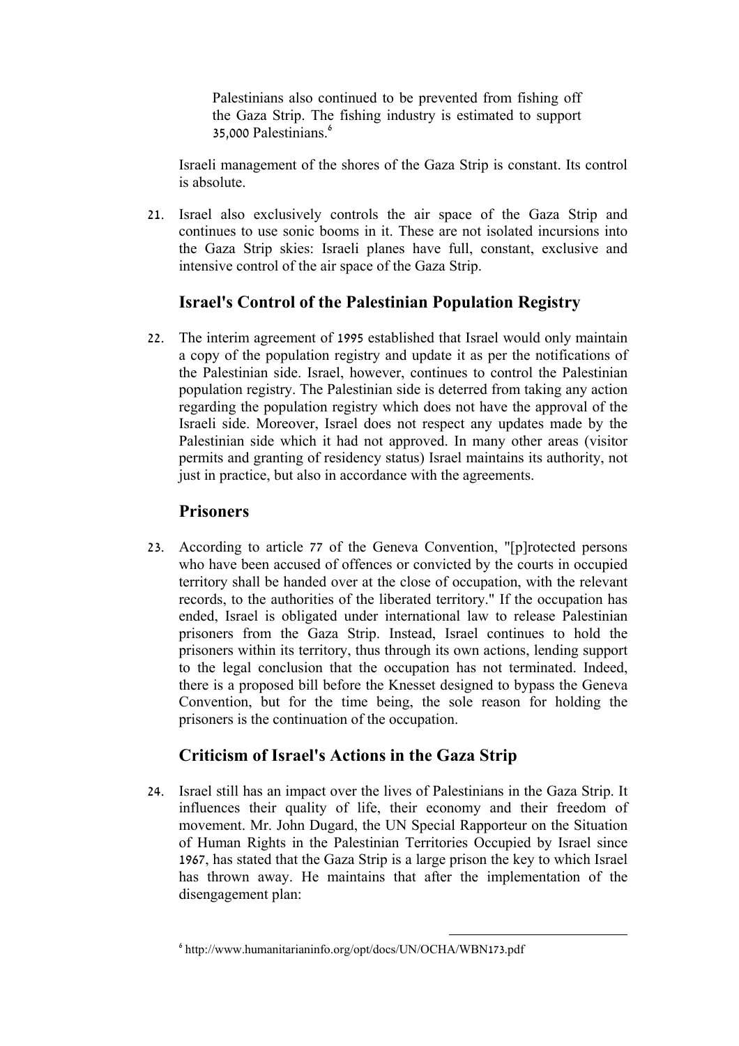> Palestinians also continued to be prevented from fishing off the Gaza Strip. The fishing industry is estimated to support 35,000 Palestinians.[6]

Israeli management of the shores of the Gaza Strip is constant. Its control is absolute.

21. Israel also exclusively controls the air space of the Gaza Strip and continues to use sonic booms in it. These are not isolated incursions into the Gaza Strip skies: Israeli planes have full, constant, exclusive and intensive control of the air space of the Gaza Strip.

## Israel's Control of the Palestinian Population Registry

22. The interim agreement of 1995 established that Israel would only maintain a copy of the population registry and update it as per the notifications of the Palestinian side. Israel, however, continues to control the Palestinian population registry. The Palestinian side is deterred from taking any action regarding the population registry which does not have the approval of the Israeli side. Moreover, Israel does not respect any updates made by the Palestinian side which it had not approved. In many other areas (visitor permits and granting of residency status) Israel maintains its authority, not just in practice, but also in accordance with the agreements.

## Prisoners

23. According to article 77 of the Geneva Convention, "[p]rotected persons who have been accused of offences or convicted by the courts in occupied territory shall be handed over at the close of occupation, with the relevant records, to the authorities of the liberated territory." If the occupation has ended, Israel is obligated under international law to release Palestinian prisoners from the Gaza Strip. Instead, Israel continues to hold the prisoners within its territory, thus through its own actions, lending support to the legal conclusion that the occupation has not terminated. Indeed, there is a proposed bill before the Knesset designed to bypass the Geneva Convention, but for the time being, the sole reason for holding the prisoners is the continuation of the occupation.

## Criticism of Israel's Actions in the Gaza Strip

24. Israel still has an impact over the lives of Palestinians in the Gaza Strip. It influences their quality of life, their economy and their freedom of movement. Mr. John Dugard, the UN Special Rapporteur on the Situation of Human Rights in the Palestinian Territories Occupied by Israel since 1967, has stated that the Gaza Strip is a large prison the key to which Israel has thrown away. He maintains that after the implementation of the disengagement plan:

---

[6] http://www.humanitarianinfo.org/opt/docs/UN/OCHA/WBN173.pdf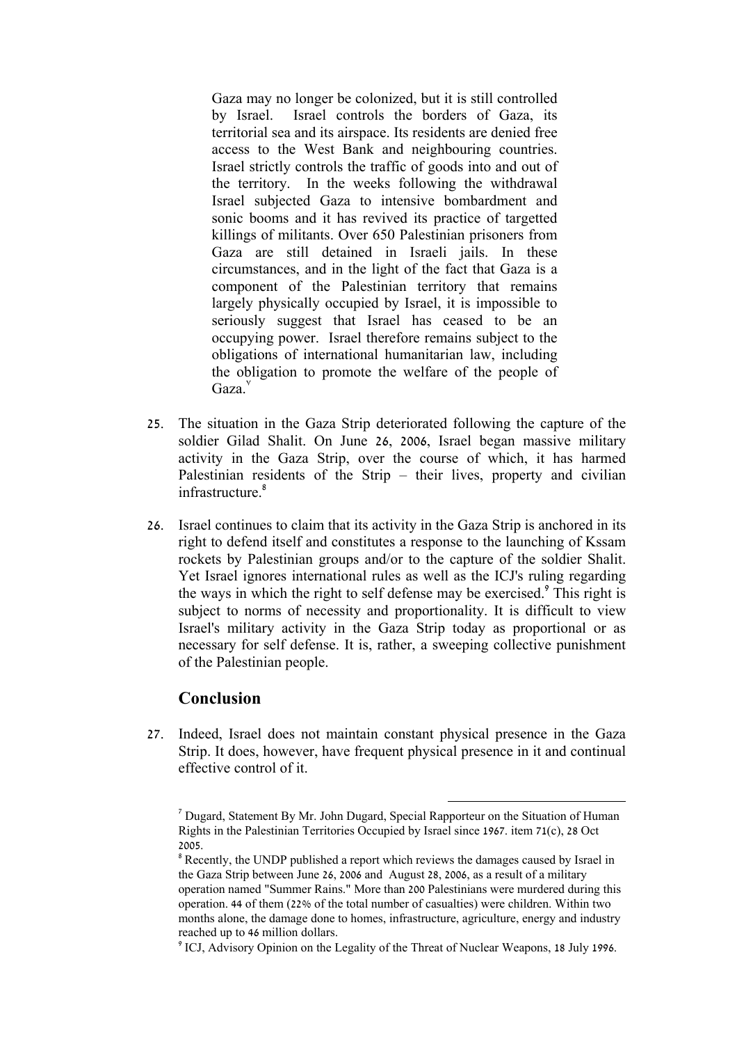> Gaza may no longer be colonized, but it is still controlled by Israel. Israel controls the borders of Gaza, its territorial sea and its airspace. Its residents are denied free access to the West Bank and neighbouring countries. Israel strictly controls the traffic of goods into and out of the territory. In the weeks following the withdrawal Israel subjected Gaza to intensive bombardment and sonic booms and it has revived its practice of targetted killings of militants. Over 650 Palestinian prisoners from Gaza are still detained in Israeli jails. In these circumstances, and in the light of the fact that Gaza is a component of the Palestinian territory that remains largely physically occupied by Israel, it is impossible to seriously suggest that Israel has ceased to be an occupying power. Israel therefore remains subject to the obligations of international humanitarian law, including the obligation to promote the welfare of the people of Gaza.[7]

25. The situation in the Gaza Strip deteriorated following the capture of the soldier Gilad Shalit. On June 26, 2006, Israel began massive military activity in the Gaza Strip, over the course of which, it has harmed Palestinian residents of the Strip – their lives, property and civilian infrastructure.[8]

26. Israel continues to claim that its activity in the Gaza Strip is anchored in its right to defend itself and constitutes a response to the launching of Kssam rockets by Palestinian groups and/or to the capture of the soldier Shalit. Yet Israel ignores international rules as well as the ICJ's ruling regarding the ways in which the right to self defense may be exercised.[9] This right is subject to norms of necessity and proportionality. It is difficult to view Israel's military activity in the Gaza Strip today as proportional or as necessary for self defense. It is, rather, a sweeping collective punishment of the Palestinian people.

## Conclusion

27. Indeed, Israel does not maintain constant physical presence in the Gaza Strip. It does, however, have frequent physical presence in it and continual effective control of it.

---

[7] Dugard, Statement By Mr. John Dugard, Special Rapporteur on the Situation of Human Rights in the Palestinian Territories Occupied by Israel since 1967. item 71(c), 28 Oct 2005.

[8] Recently, the UNDP published a report which reviews the damages caused by Israel in the Gaza Strip between June 26, 2006 and August 28, 2006, as a result of a military operation named "Summer Rains." More than 200 Palestinians were murdered during this operation. 44 of them (22% of the total number of casualties) were children. Within two months alone, the damage done to homes, infrastructure, agriculture, energy and industry reached up to 46 million dollars.

[9] ICJ, Advisory Opinion on the Legality of the Threat of Nuclear Weapons, 18 July 1996.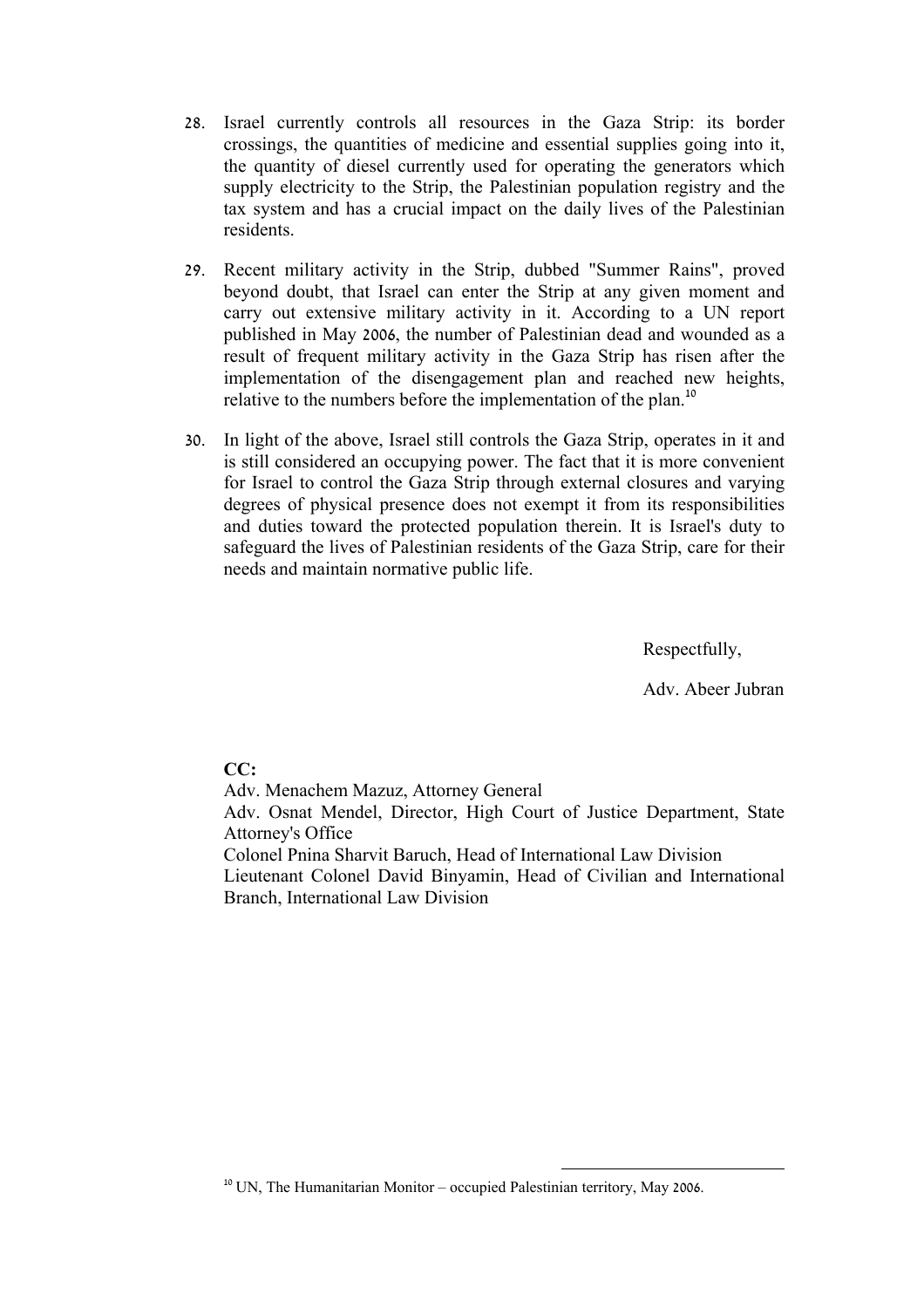28. Israel currently controls all resources in the Gaza Strip: its border crossings, the quantities of medicine and essential supplies going into it, the quantity of diesel currently used for operating the generators which supply electricity to the Strip, the Palestinian population registry and the tax system and has a crucial impact on the daily lives of the Palestinian residents.

29. Recent military activity in the Strip, dubbed "Summer Rains", proved beyond doubt, that Israel can enter the Strip at any given moment and carry out extensive military activity in it. According to a UN report published in May 2006, the number of Palestinian dead and wounded as a result of frequent military activity in the Gaza Strip has risen after the implementation of the disengagement plan and reached new heights, relative to the numbers before the implementation of the plan.[10]

30. In light of the above, Israel still controls the Gaza Strip, operates in it and is still considered an occupying power. The fact that it is more convenient for Israel to control the Gaza Strip through external closures and varying degrees of physical presence does not exempt it from its responsibilities and duties toward the protected population therein. It is Israel's duty to safeguard the lives of Palestinian residents of the Gaza Strip, care for their needs and maintain normative public life.

Respectfully,

Adv. Abeer Jubran

**CC:**

Adv. Menachem Mazuz, Attorney General

Adv. Osnat Mendel, Director, High Court of Justice Department, State Attorney's Office

Colonel Pnina Sharvit Baruch, Head of International Law Division

Lieutenant Colonel David Binyamin, Head of Civilian and International Branch, International Law Division

[10] UN, The Humanitarian Monitor – occupied Palestinian territory, May 2006.